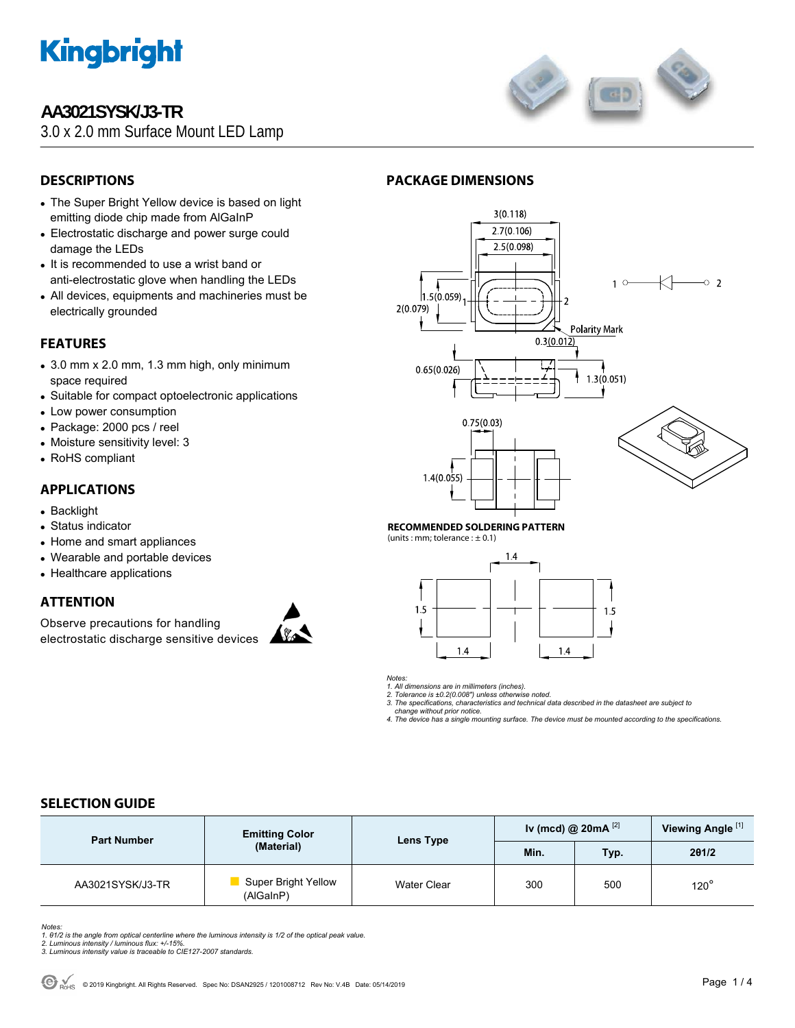# AA3021SYSK/J3-TR

3.0 x 2.0 mm Surface Mount LED Lamp

## DESCRIPTIONS

- The Super Bright Yellow device is based on light emitting diode chip made from AlGaInP
- Electrostatic discharge and power surge could damage the LEDs
- It is recommended to use a wrist band or anti-electrostatic glove when handling the LEDs
- All devices, equipments and machineries must be electrically grounded

## FEATURES

- 3.0 mm x 2.0 mm, 1.3 mm high, only minimum space required
- Suitable for compact optoelectronic applications
- Low power consumption
- Package: 2000 pcs / reel
- Moisture sensitivity level: 3
- RoHS compliant

## APPLICATIONS

- Backlight
- Status indicator
- Home and smart appliances
- Wearable and portable devices
- Healthcare applications

## ATTENTION

Observe precautions for handling electrostatic discharge sensitive devices

## PACKAGE DIMENSIONS

3(0.118)
2.7(0.106)
2.5(0.098)
1.5(0.059)
2(0.079)
Polarity Mark
0.3(0.012)
0.65(0.026)
1.3(0.051)
0.75(0.03)
1.4(0.055)

**RECOMMENDED SOLDERING PATTERN**
(units : mm; tolerance : ± 0.1)

1.4
1.5
1.5
1.4
1.4

*Notes:*
*1. All dimensions are in millimeters (inches).*
*2. Tolerance is ±0.2(0.008") unless otherwise noted.*
*3. The specifications, characteristics and technical data described in the datasheet are subject to change without prior notice.*
*4. The device has a single mounting surface. The device must be mounted according to the specifications.*

## SELECTION GUIDE

| Part Number | Emitting Color (Material) | Lens Type | Iv (mcd) @ 20mA [2] | | Viewing Angle [1] |
|---|---|---|---|---|---|
| | | | Min. | Typ. | 2θ1/2 |
| AA3021SYSK/J3-TR | Super Bright Yellow (AlGaInP) | Water Clear | 300 | 500 | 120° |

*Notes:*
*1. θ1/2 is the angle from optical centerline where the luminous intensity is 1/2 of the optical peak value.*
*2. Luminous intensity / luminous flux: +/-15%.*
*3. Luminous intensity value is traceable to CIE127-2007 standards.*

© 2019 Kingbright. All Rights Reserved. Spec No: DSAN2925 / 1201008712 Rev No: V.4B Date: 05/14/2019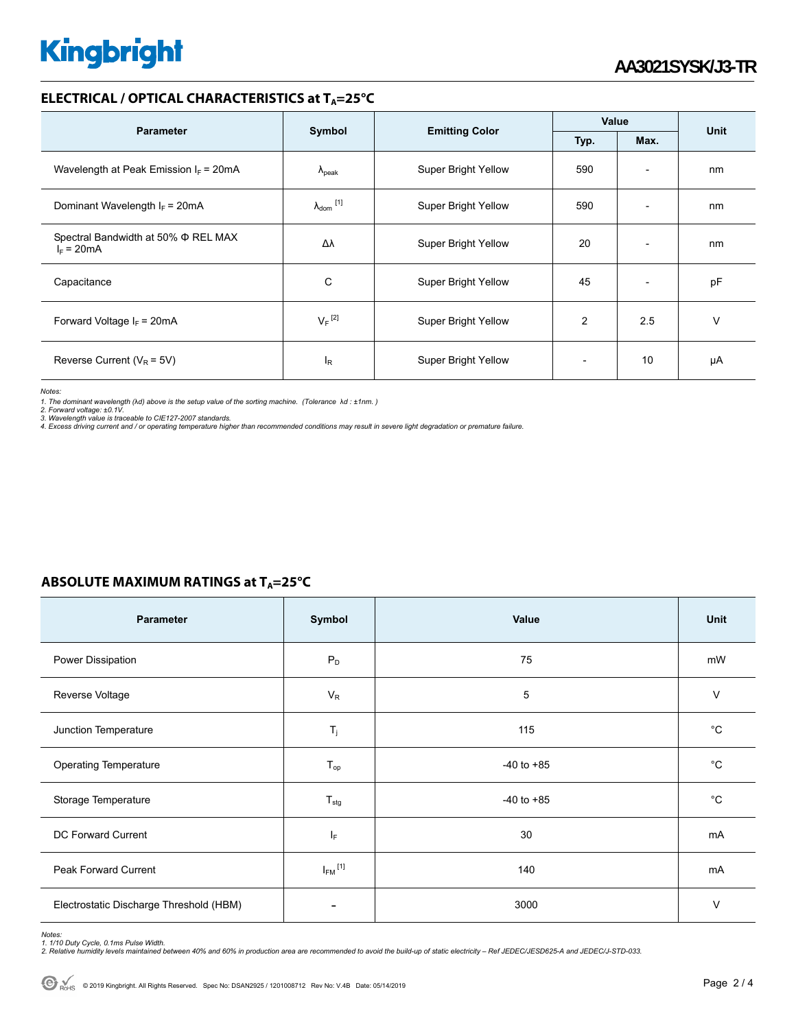## ELECTRICAL / OPTICAL CHARACTERISTICS at $T_A$=25°C

| Parameter | Symbol | Emitting Color | Value | | Unit |
|---|---|---|---|---|---|
| | | | Typ. | Max. | |
| Wavelength at Peak Emission $I_F$ = 20mA | $\lambda_{peak}$ | Super Bright Yellow | 590 | - | nm |
| Dominant Wavelength $I_F$ = 20mA | $\lambda_{dom}$ [1] | Super Bright Yellow | 590 | - | nm |
| Spectral Bandwidth at 50% Φ REL MAX $I_F$ = 20mA | Δλ | Super Bright Yellow | 20 | - | nm |
| Capacitance | C | Super Bright Yellow | 45 | - | pF |
| Forward Voltage $I_F$ = 20mA | $V_F$ [2] | Super Bright Yellow | 2 | 2.5 | V |
| Reverse Current ($V_R$ = 5V) | $I_R$ | Super Bright Yellow | - | 10 | μA |

*Notes:*
*1. The dominant wavelength (λd) above is the setup value of the sorting machine. (Tolerance λd : ±1nm. )*
*2. Forward voltage: ±0.1V.*
*3. Wavelength value is traceable to CIE127-2007 standards.*
*4. Excess driving current and / or operating temperature higher than recommended conditions may result in severe light degradation or premature failure.*

## ABSOLUTE MAXIMUM RATINGS at $T_A$=25°C

| Parameter | Symbol | Value | Unit |
|---|---|---|---|
| Power Dissipation | $P_D$ | 75 | mW |
| Reverse Voltage | $V_R$ | 5 | V |
| Junction Temperature | $T_j$ | 115 | °C |
| Operating Temperature | $T_{op}$ | -40 to +85 | °C |
| Storage Temperature | $T_{stg}$ | -40 to +85 | °C |
| DC Forward Current | $I_F$ | 30 | mA |
| Peak Forward Current | $I_{FM}$ [1] | 140 | mA |
| Electrostatic Discharge Threshold (HBM) | - | 3000 | V |

*Notes:*
*1. 1/10 Duty Cycle, 0.1ms Pulse Width.*
*2. Relative humidity levels maintained between 40% and 60% in production area are recommended to avoid the build-up of static electricity – Ref JEDEC/JESD625-A and JEDEC/J-STD-033.*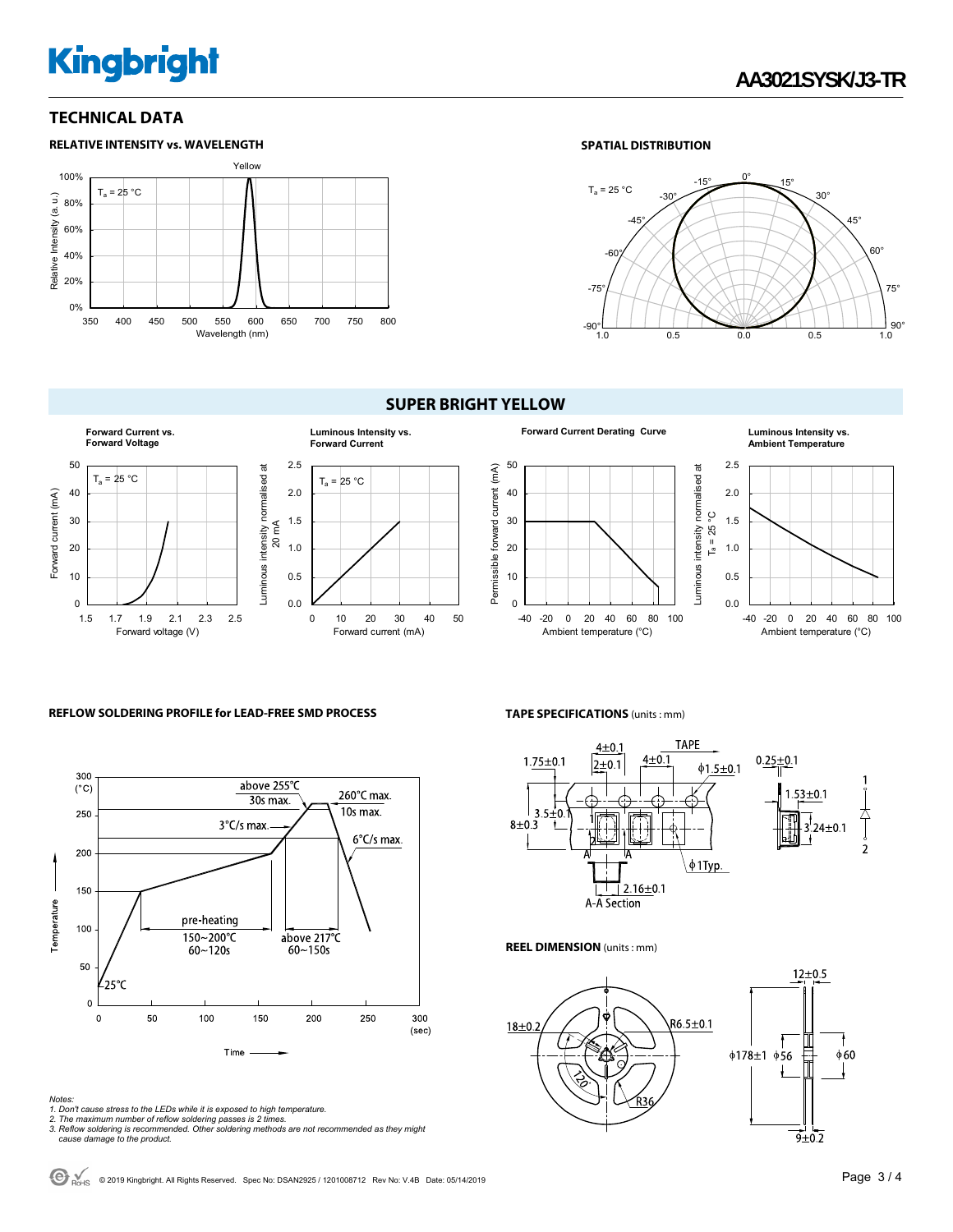## TECHNICAL DATA

### RELATIVE INTENSITY vs. WAVELENGTH

### SPATIAL DISTRIBUTION

## SUPER BRIGHT YELLOW

**Forward Current vs. Forward Voltage**

**Luminous Intensity vs. Forward Current**

**Forward Current Derating Curve**

**Luminous Intensity vs. Ambient Temperature**

### REFLOW SOLDERING PROFILE for LEAD-FREE SMD PROCESS

### TAPE SPECIFICATIONS (units : mm)

### REEL DIMENSION (units : mm)

*Notes:*
*1. Don't cause stress to the LEDs while it is exposed to high temperature.*
*2. The maximum number of reflow soldering passes is 2 times.*
*3. Reflow soldering is recommended. Other soldering methods are not recommended as they might cause damage to the product.*

© 2019 Kingbright. All Rights Reserved. Spec No: DSAN2925 / 1201008712 Rev No: V.4B Date: 05/14/2019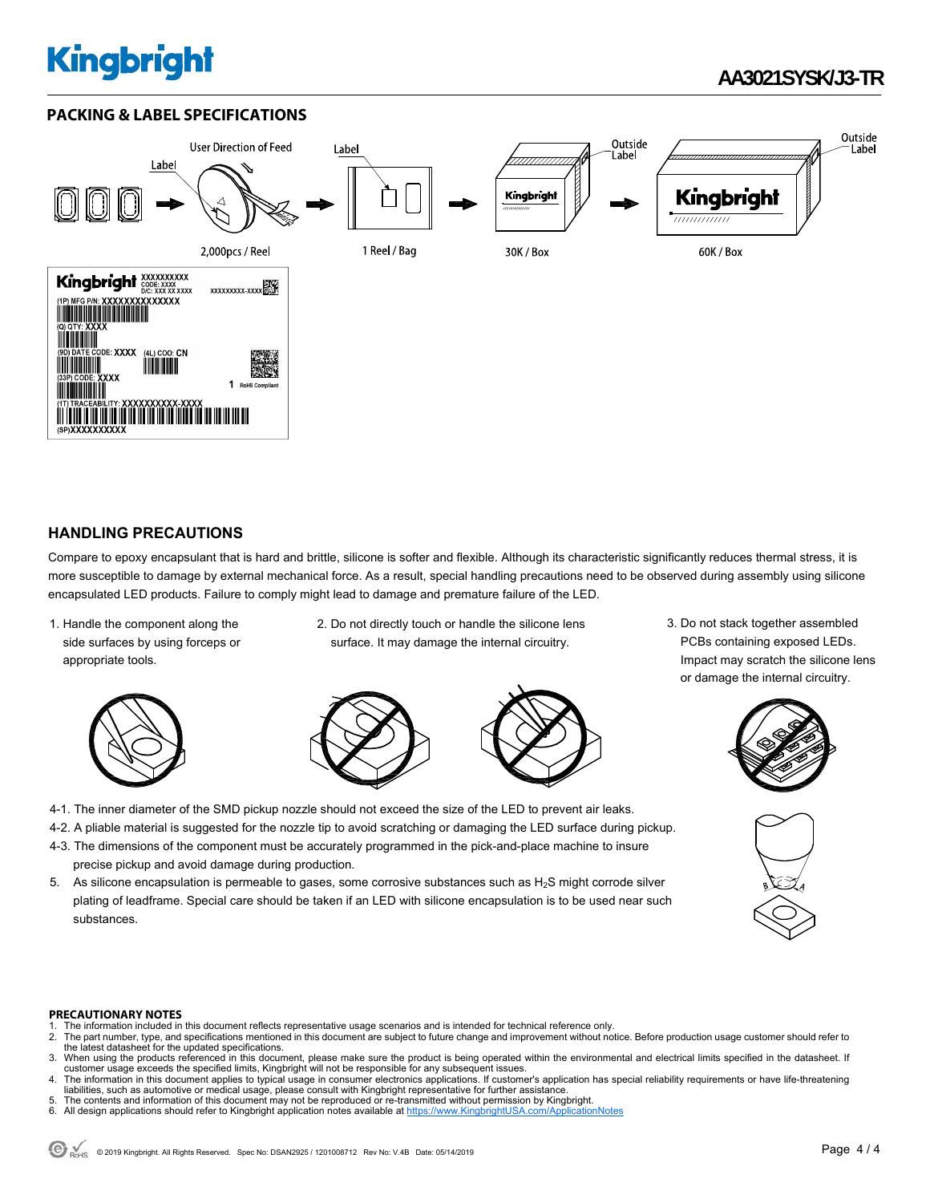## PACKING & LABEL SPECIFICATIONS

User Direction of Feed

Label

Label

Outside Label

Outside Label

2,000pcs / Reel

1 Reel / Bag

30K / Box

60K / Box

## HANDLING PRECAUTIONS

Compare to epoxy encapsulant that is hard and brittle, silicone is softer and flexible. Although its characteristic significantly reduces thermal stress, it is more susceptible to damage by external mechanical force. As a result, special handling precautions need to be observed during assembly using silicone encapsulated LED products. Failure to comply might lead to damage and premature failure of the LED.

1. Handle the component along the side surfaces by using forceps or appropriate tools.
2. Do not directly touch or handle the silicone lens surface. It may damage the internal circuitry.
3. Do not stack together assembled PCBs containing exposed LEDs. Impact may scratch the silicone lens or damage the internal circuitry.

4-1. The inner diameter of the SMD pickup nozzle should not exceed the size of the LED to prevent air leaks.

4-2. A pliable material is suggested for the nozzle tip to avoid scratching or damaging the LED surface during pickup.

4-3. The dimensions of the component must be accurately programmed in the pick-and-place machine to insure precise pickup and avoid damage during production.

5. As silicone encapsulation is permeable to gases, some corrosive substances such as $H_2S$ might corrode silver plating of leadframe. Special care should be taken if an LED with silicone encapsulation is to be used near such substances.

### PRECAUTIONARY NOTES

1. The information included in this document reflects representative usage scenarios and is intended for technical reference only.
2. The part number, type, and specifications mentioned in this document are subject to future change and improvement without notice. Before production usage customer should refer to the latest datasheet for the updated specifications.
3. When using the products referenced in this document, please make sure the product is being operated within the environmental and electrical limits specified in the datasheet. If customer usage exceeds the specified limits, Kingbright will not be responsible for any subsequent issues.
4. The information in this document applies to typical usage in consumer electronics applications. If customer's application has special reliability requirements or have life-threatening liabilities, such as automotive or medical usage, please consult with Kingbright representative for further assistance.
5. The contents and information of this document may not be reproduced or re-transmitted without permission by Kingbright.
6. All design applications should refer to Kingbright application notes available at https://www.KingbrightUSA.com/ApplicationNotes

© 2019 Kingbright. All Rights Reserved. Spec No: DSAN2925 / 1201008712 Rev No: V.4B Date: 05/14/2019